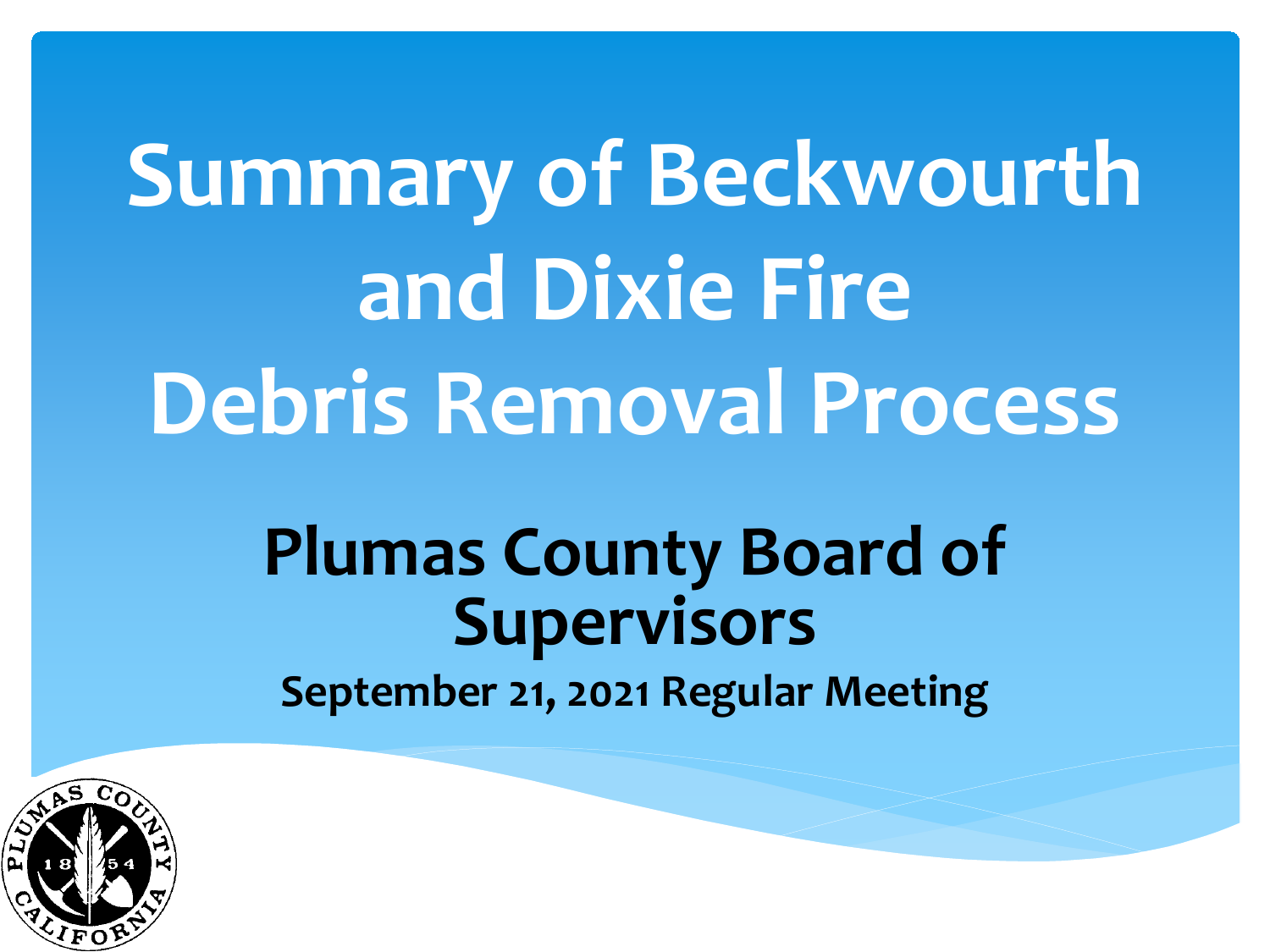# Summary of Beckwourth and Dixie Fire Debris Removal Process

## Plumas County Board of Supervisors

**September 21, 2021 Regular Meeting**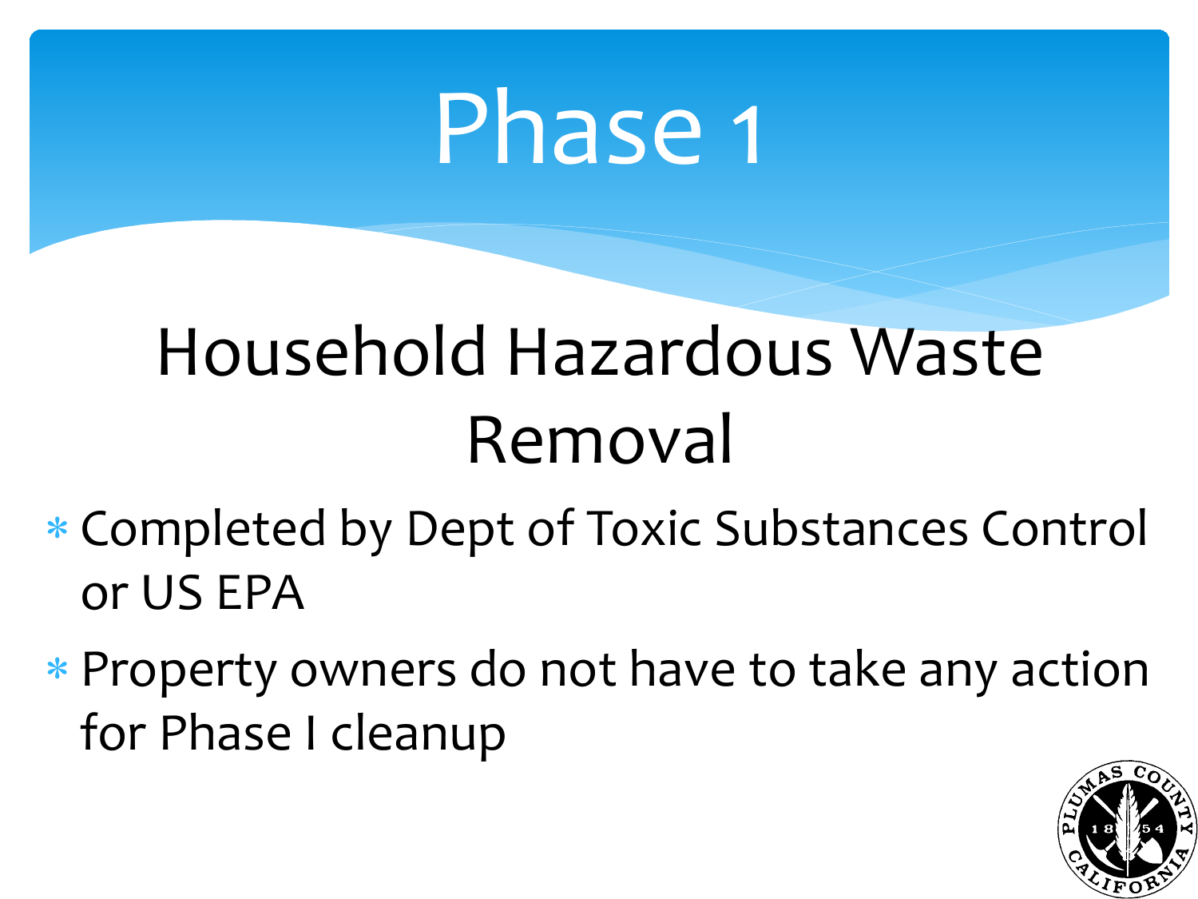# Phase 1

## Household Hazardous Waste Removal

- Completed by Dept of Toxic Substances Control or US EPA
- Property owners do not have to take any action for Phase I cleanup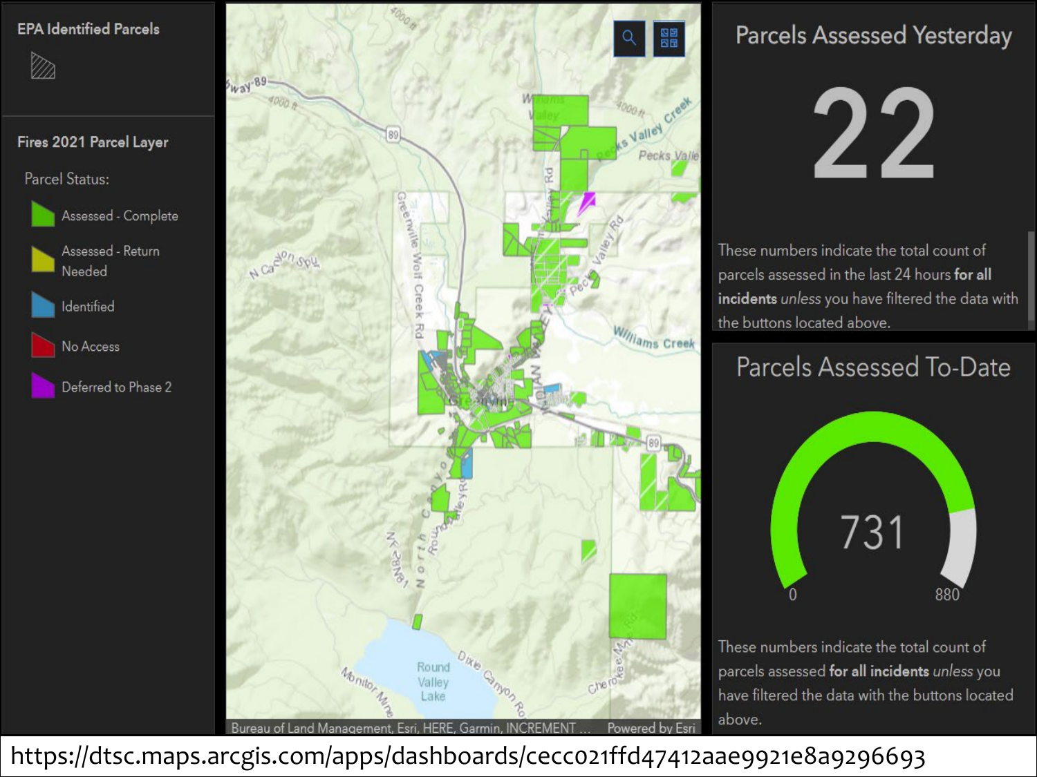**EPA Identified Parcels**

**Fires 2021 Parcel Layer**

Parcel Status:

- Assessed - Complete
- Assessed - Return Needed
- Identified
- No Access
- Deferred to Phase 2

## Parcels Assessed Yesterday

# 22

These numbers indicate the total count of parcels assessed in the last 24 hours **for all incidents** *unless* you have filtered the data with the buttons located above.

## Parcels Assessed To-Date

# 731

0 880

These numbers indicate the total count of parcels assessed **for all incidents** *unless* you have filtered the data with the buttons located above.

https://dtsc.maps.arcgis.com/apps/dashboards/cecc021ffd47412aae9921e8a9296693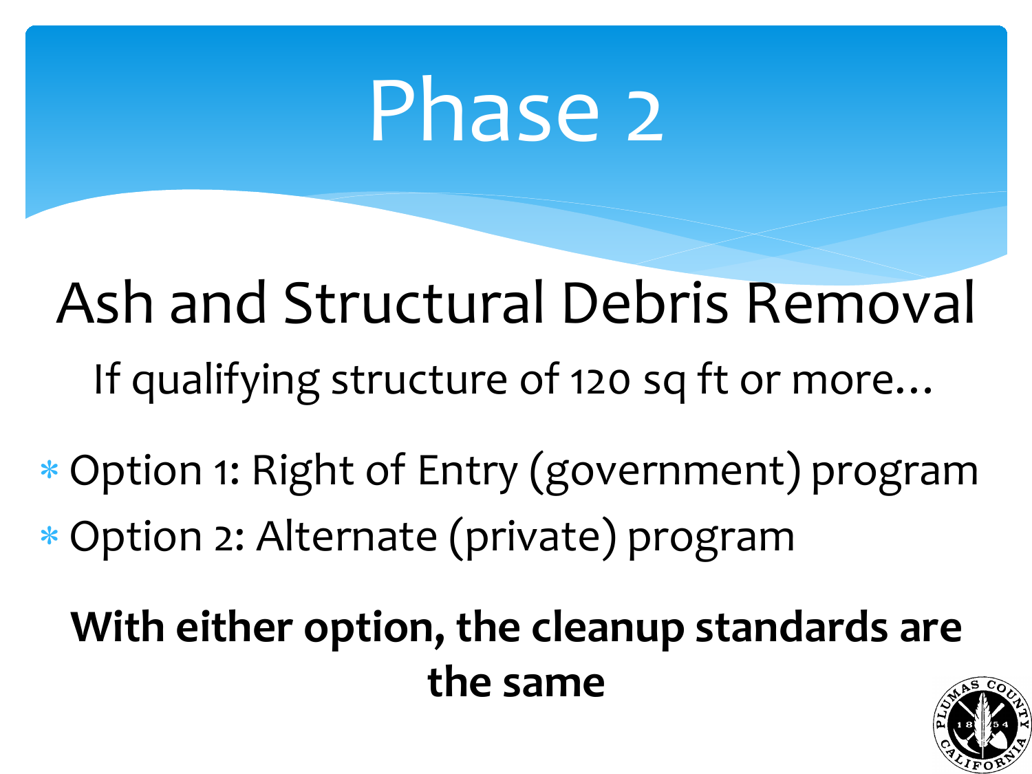# Phase 2

## Ash and Structural Debris Removal

If qualifying structure of 120 sq ft or more…

* Option 1: Right of Entry (government) program
* Option 2: Alternate (private) program

**With either option, the cleanup standards are the same**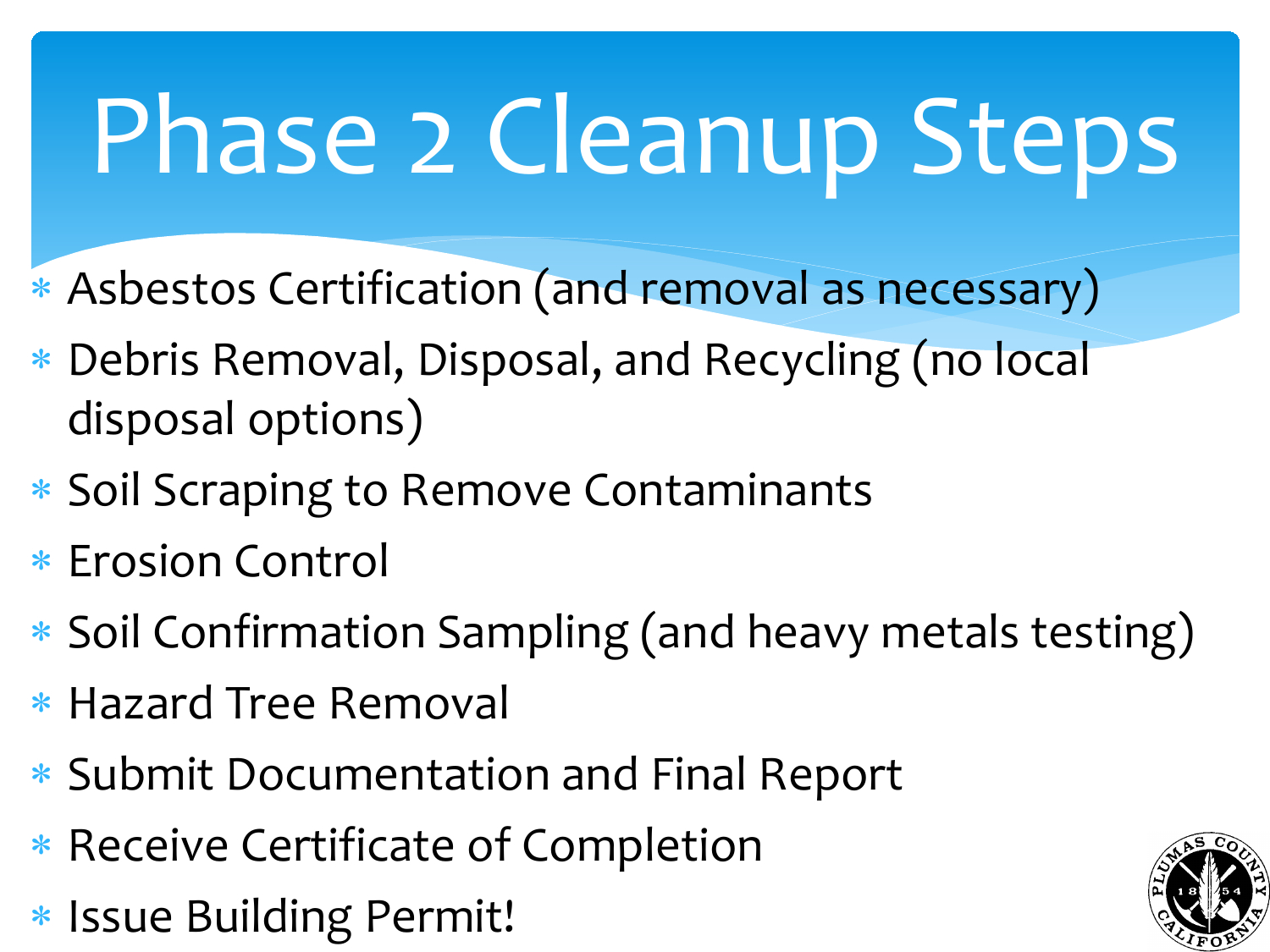# Phase 2 Cleanup Steps

- Asbestos Certification (and removal as necessary)
- Debris Removal, Disposal, and Recycling (no local disposal options)
- Soil Scraping to Remove Contaminants
- Erosion Control
- Soil Confirmation Sampling (and heavy metals testing)
- Hazard Tree Removal
- Submit Documentation and Final Report
- Receive Certificate of Completion
- Issue Building Permit!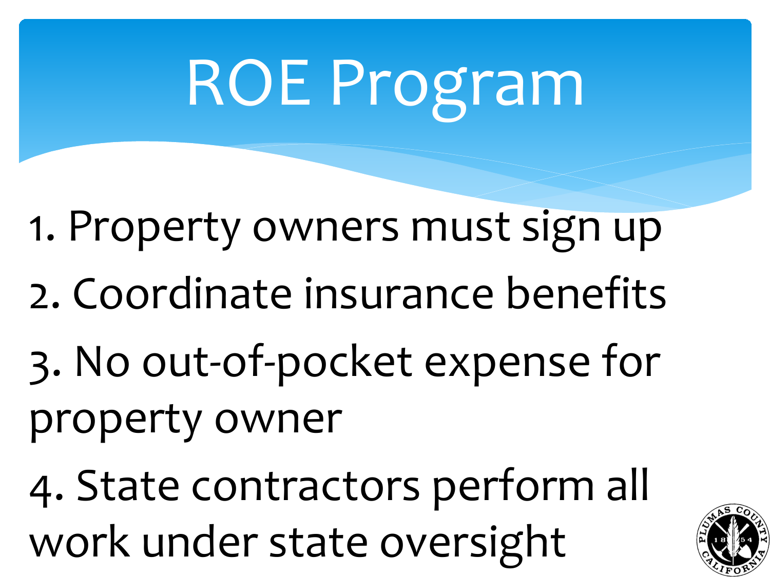# ROE Program

1. Property owners must sign up
2. Coordinate insurance benefits
3. No out-of-pocket expense for property owner
4. State contractors perform all work under state oversight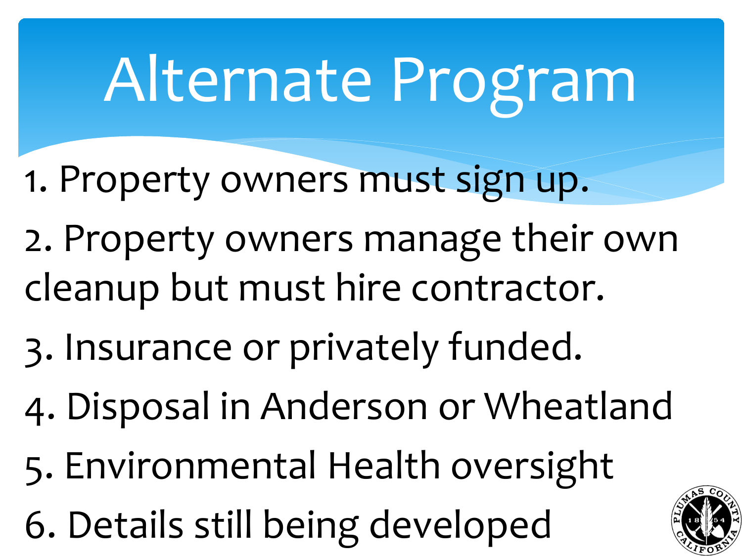# Alternate Program

1. Property owners must sign up.
2. Property owners manage their own cleanup but must hire contractor.
3. Insurance or privately funded.
4. Disposal in Anderson or Wheatland
5. Environmental Health oversight
6. Details still being developed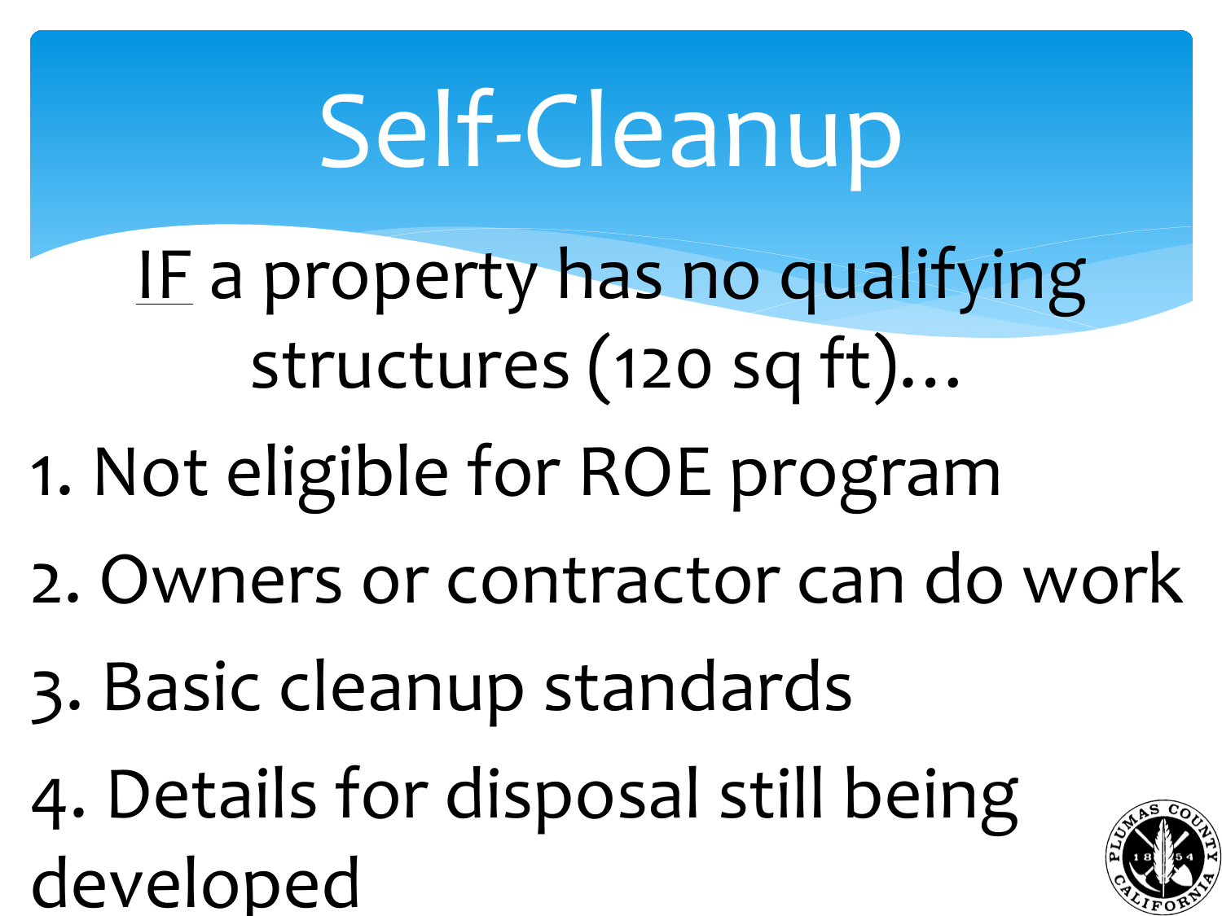# Self-Cleanup

IF a property has no qualifying structures (120 sq ft)…

1. Not eligible for ROE program
2. Owners or contractor can do work
3. Basic cleanup standards
4. Details for disposal still being developed